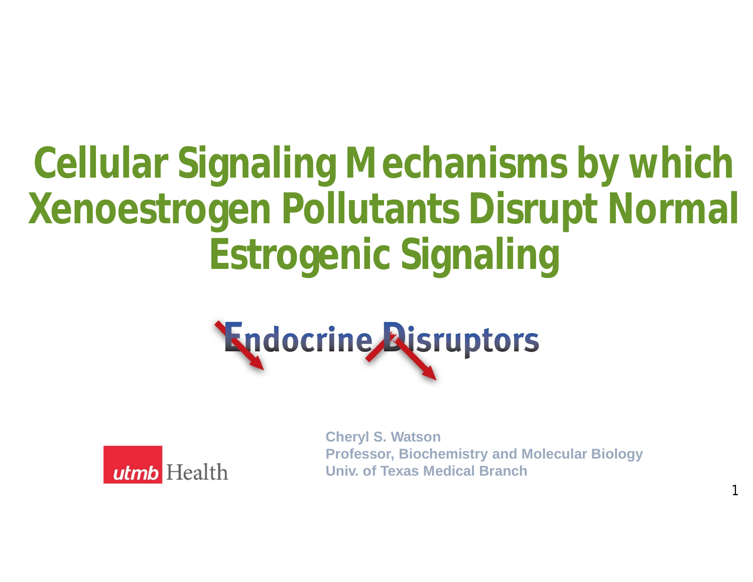# Cellular Signaling Mechanisms by which Xenoestrogen Pollutants Disrupt Normal Estrogenic Signaling

Endocrine Disruptors

utmb Health

**Cheryl S. Watson**
**Professor, Biochemistry and Molecular Biology**
**Univ. of Texas Medical Branch**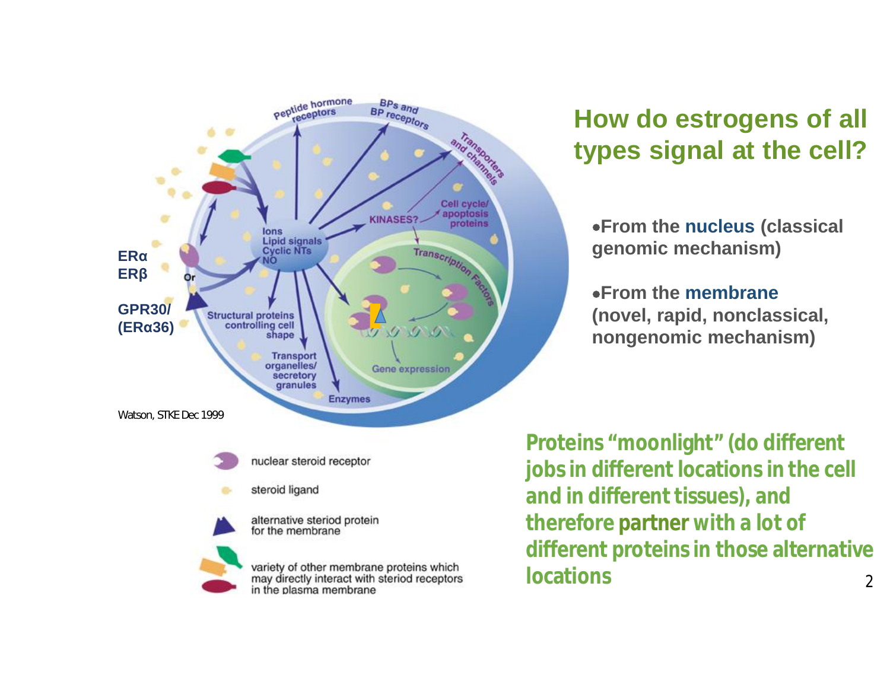## How do estrogens of all types signal at the cell?

- **From the nucleus (classical genomic mechanism)**
- **From the membrane (novel, rapid, nonclassical, nongenomic mechanism)**

ERα
ERβ
Or
GPR30/
(ERα36)

Peptide hormone receptors
BPs and BP receptors
Transporters and channels
Ions
Lipid signals
Cyclic NTs
NO
KINASES?
Cell cycle/ apoptosis proteins
Transcription Factors
Structural proteins controlling cell shape
Transport organelles/ secretory granules
Enzymes
Gene expression

Watson, STKE Dec 1999

nuclear steroid receptor

steroid ligand

alternative steriod protein for the membrane

variety of other membrane proteins which may directly interact with steriod receptors in the plasma membrane

**Proteins "moonlight" (do different jobs in different locations in the cell and in different tissues), and therefore partner with a lot of different proteins in those alternative locations**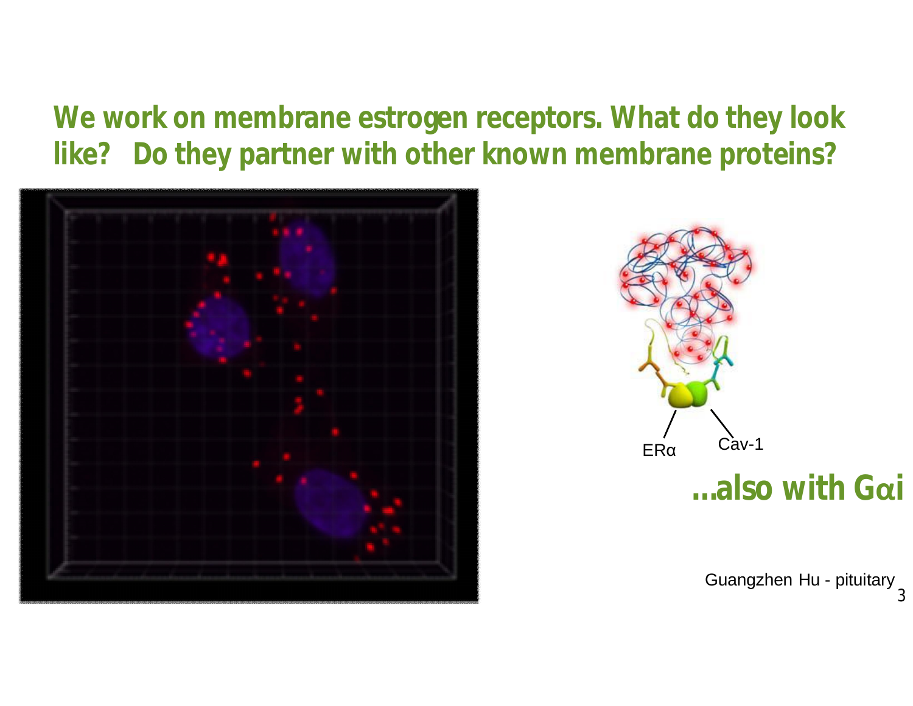We work on membrane estrogen receptors. What do they look like? Do they partner with other known membrane proteins?

ERα

Cav-1

...also with Gαi

Guangzhen Hu - pituitary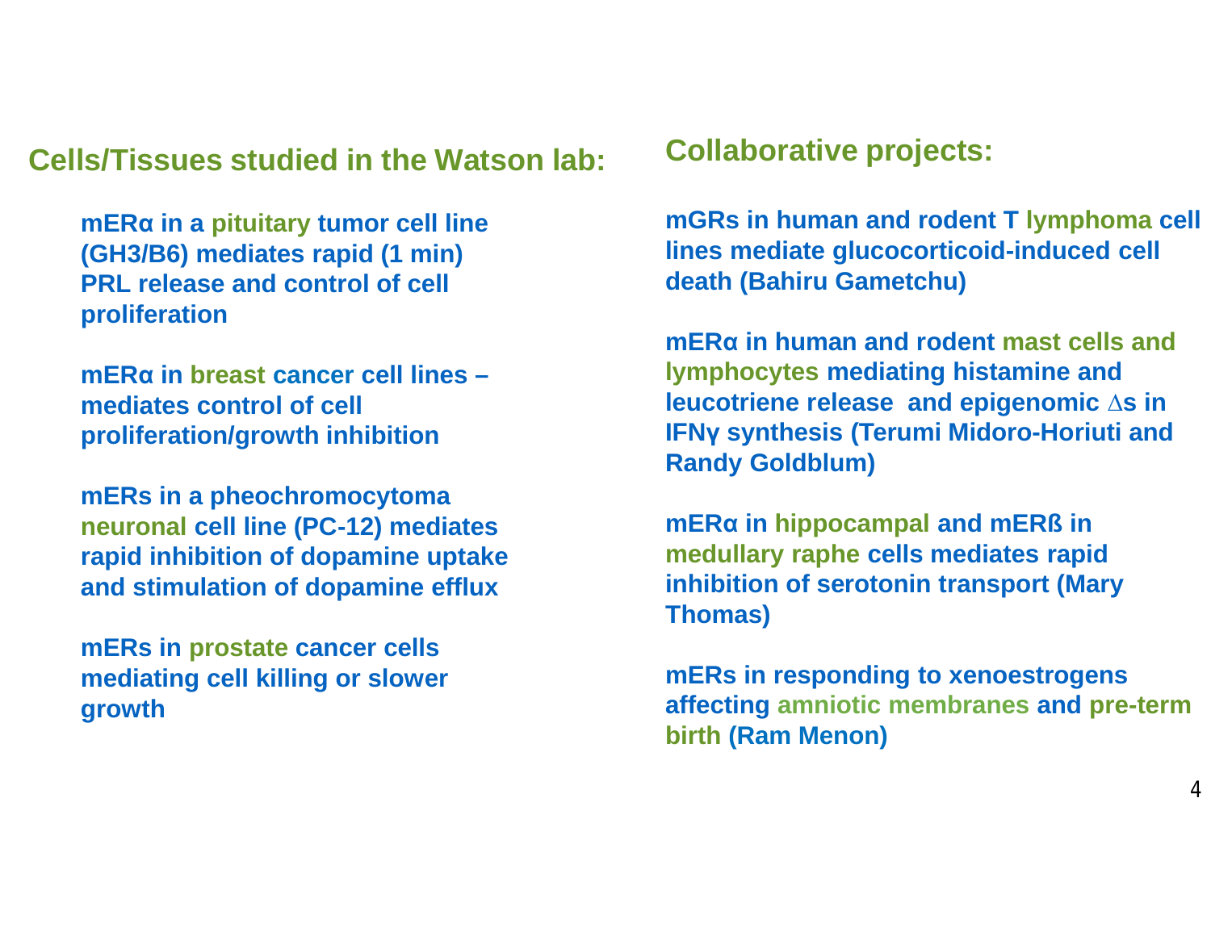## Cells/Tissues studied in the Watson lab:

**mERα in a pituitary tumor cell line (GH3/B6) mediates rapid (1 min) PRL release and control of cell proliferation**

**mERα in breast cancer cell lines – mediates control of cell proliferation/growth inhibition**

**mERs in a pheochromocytoma neuronal cell line (PC-12) mediates rapid inhibition of dopamine uptake and stimulation of dopamine efflux**

**mERs in prostate cancer cells mediating cell killing or slower growth**

## Collaborative projects:

**mGRs in human and rodent T lymphoma cell lines mediate glucocorticoid-induced cell death (Bahiru Gametchu)**

**mERα in human and rodent mast cells and lymphocytes mediating histamine and leucotriene release and epigenomic ∆s in IFNγ synthesis (Terumi Midoro-Horiuti and Randy Goldblum)**

**mERα in hippocampal and mERß in medullary raphe cells mediates rapid inhibition of serotonin transport (Mary Thomas)**

**mERs in responding to xenoestrogens affecting amniotic membranes and pre-term birth (Ram Menon)**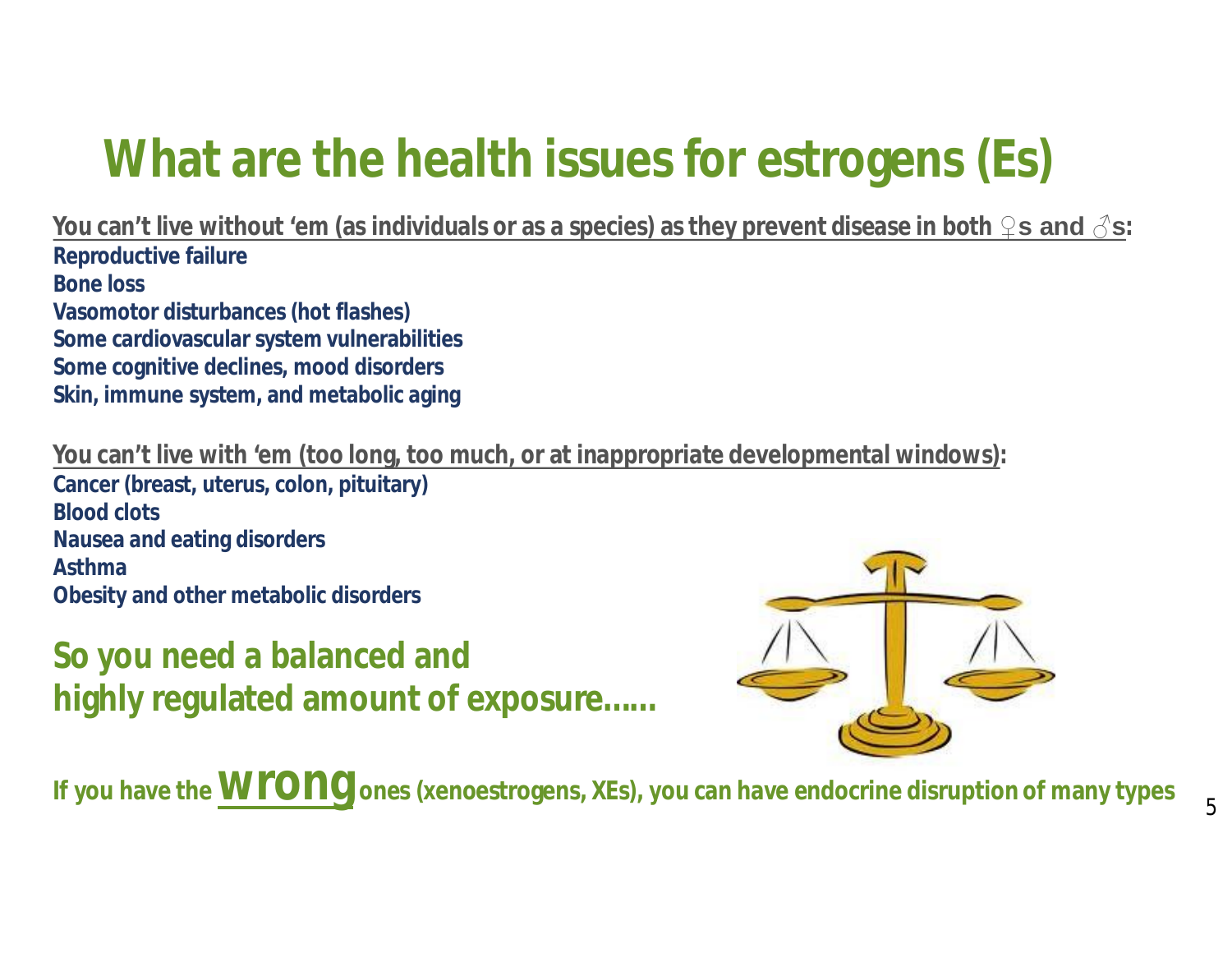# What are the health issues for estrogens (Es)

**You can't live without 'em (as individuals or as a species) as they prevent disease in both ♀s and ♂s:**

**Reproductive failure**
**Bone loss**
**Vasomotor disturbances (hot flashes)**
**Some cardiovascular system vulnerabilities**
**Some cognitive declines, mood disorders**
**Skin, immune system, and metabolic aging**

**You can't live with 'em (too long, too much, or at inappropriate developmental windows):**

**Cancer (breast, uterus, colon, pituitary)**
**Blood clots**
**Nausea and eating disorders**
**Asthma**
**Obesity and other metabolic disorders**

**So you need a balanced and highly regulated amount of exposure……**

**If you have the wrong ones (xenoestrogens, XEs), you can have endocrine disruption of many types**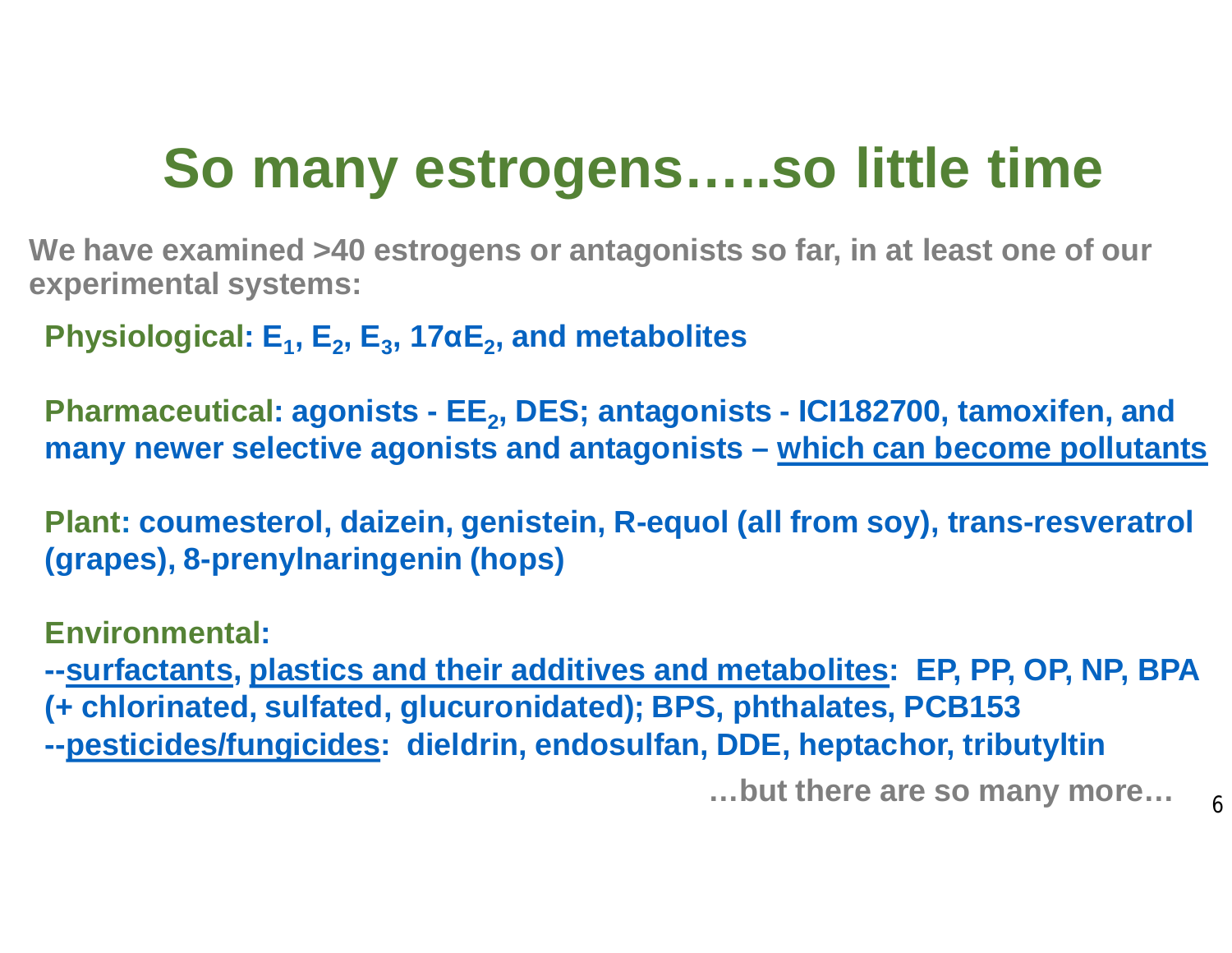# So many estrogens…..so little time

**We have examined >40 estrogens or antagonists so far, in at least one of our experimental systems:**

**Physiological: $E_1$, $E_2$, $E_3$, $17\alpha E_2$, and metabolites**

**Pharmaceutical: agonists - $EE_2$, DES; antagonists - ICI182700, tamoxifen, and many newer selective agonists and antagonists – which can become pollutants**

**Plant: coumesterol, daizein, genistein, R-equol (all from soy), trans-resveratrol (grapes), 8-prenylnaringenin (hops)**

**Environmental:**

**--surfactants, plastics and their additives and metabolites: EP, PP, OP, NP, BPA (+ chlorinated, sulfated, glucuronidated); BPS, phthalates, PCB153**

**--pesticides/fungicides: dieldrin, endosulfan, DDE, heptachor, tributyltin**

**…but there are so many more…**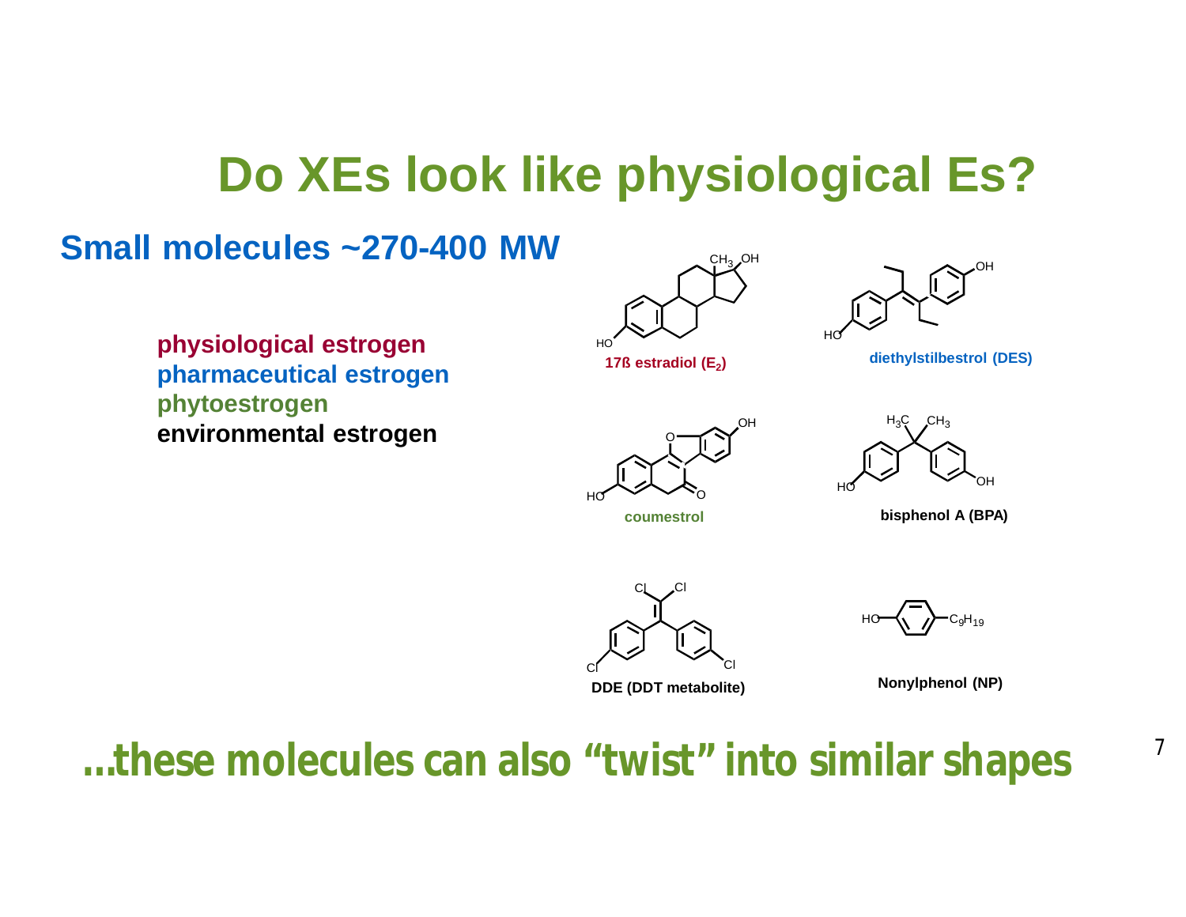# Do XEs look like physiological Es?

## Small molecules ~270-400 MW

physiological estrogen
pharmaceutical estrogen
phytoestrogen
environmental estrogen

17ß estradiol ($E_2$)

diethylstilbestrol (DES)

coumestrol

bisphenol A (BPA)

DDE (DDT metabolite)

Nonylphenol (NP)

**…these molecules can also "twist" into similar shapes**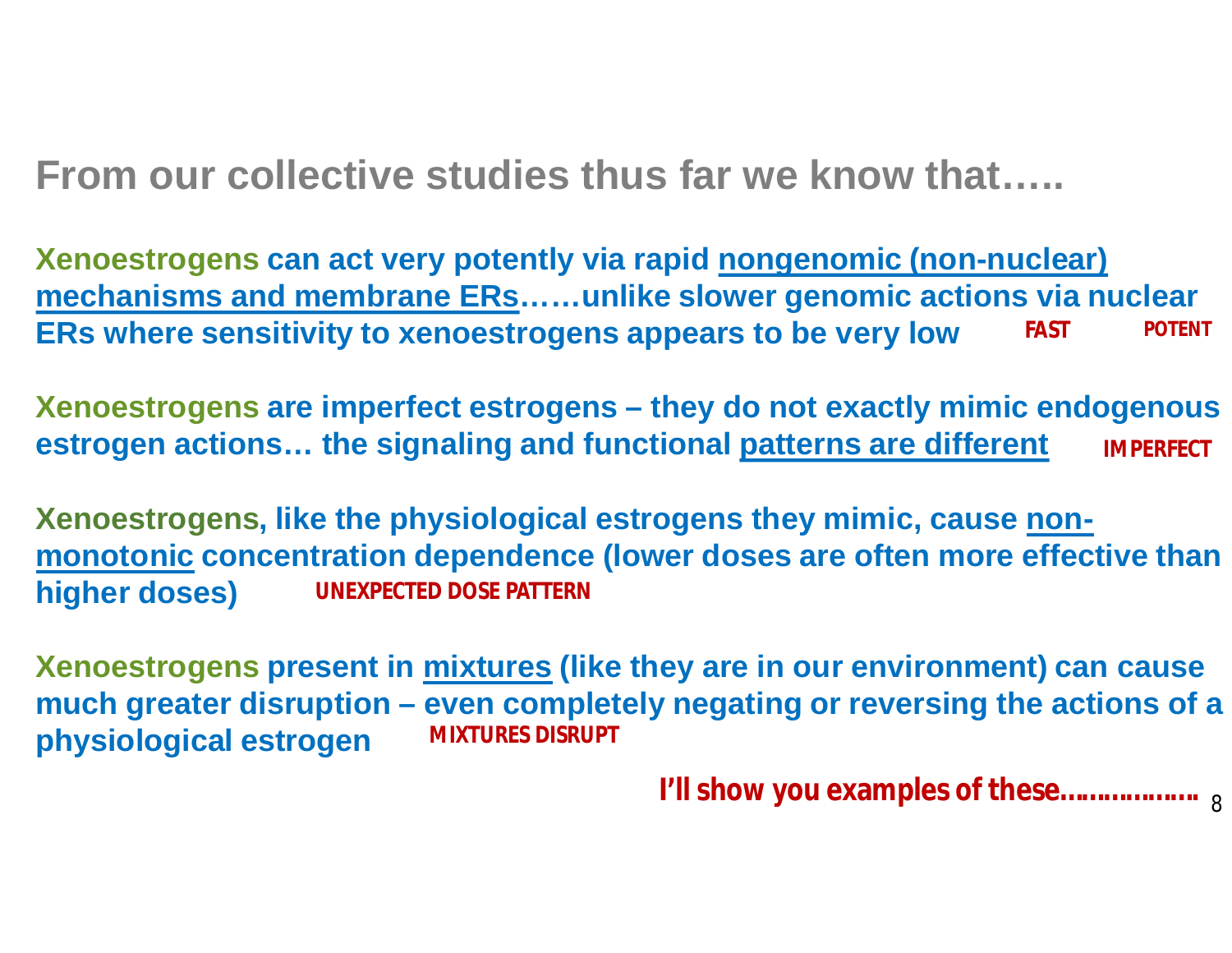## From our collective studies thus far we know that…..

**Xenoestrogens can act very potently via rapid nongenomic (non-nuclear) mechanisms and membrane ERs……unlike slower genomic actions via nuclear ERs where sensitivity to xenoestrogens appears to be very low** **FAST** **POTENT**

**Xenoestrogens are imperfect estrogens – they do not exactly mimic endogenous estrogen actions… the signaling and functional patterns are different** **IMPERFECT**

**Xenoestrogens, like the physiological estrogens they mimic, cause non-monotonic concentration dependence (lower doses are often more effective than higher doses)** **UNEXPECTED DOSE PATTERN**

**Xenoestrogens present in mixtures (like they are in our environment) can cause much greater disruption – even completely negating or reversing the actions of a physiological estrogen** **MIXTURES DISRUPT**

**I'll show you examples of these………………**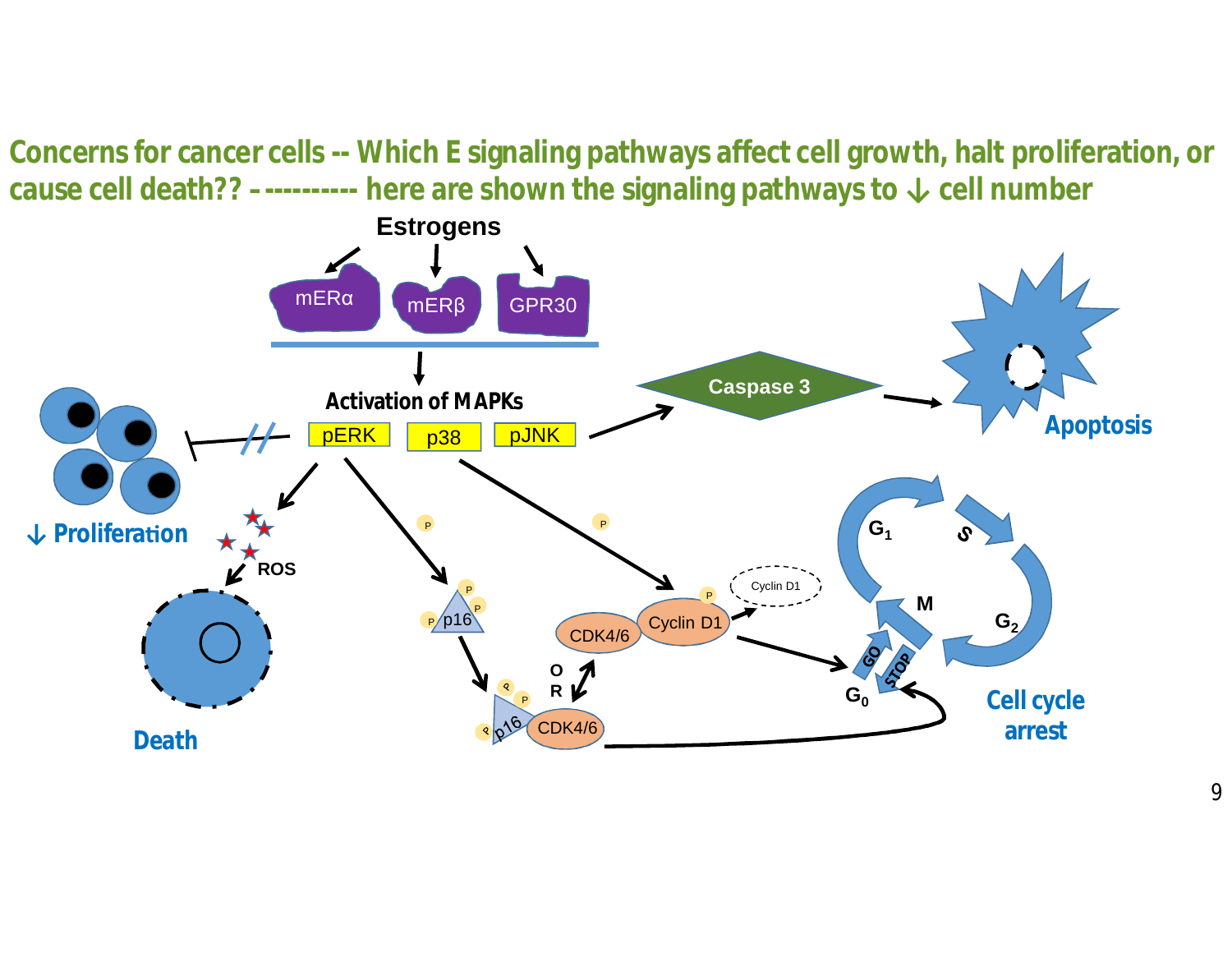## Concerns for cancer cells -- Which E signaling pathways affect cell growth, halt proliferation, or cause cell death?? – ---------- here are shown the signaling pathways to ↓ cell number

Estrogens

mERα | mERβ | GPR30

Activation of MAPKs

pERK | p38 | pJNK

Caspase 3

Apoptosis

↓ Proliferation

ROS

Death

p16

CDK4/6 | Cyclin D1

Cyclin D1

OR

p16 | CDK4/6

$G_1$ | S | $G_2$ | M | $G_0$ | GO | STOP

Cell cycle arrest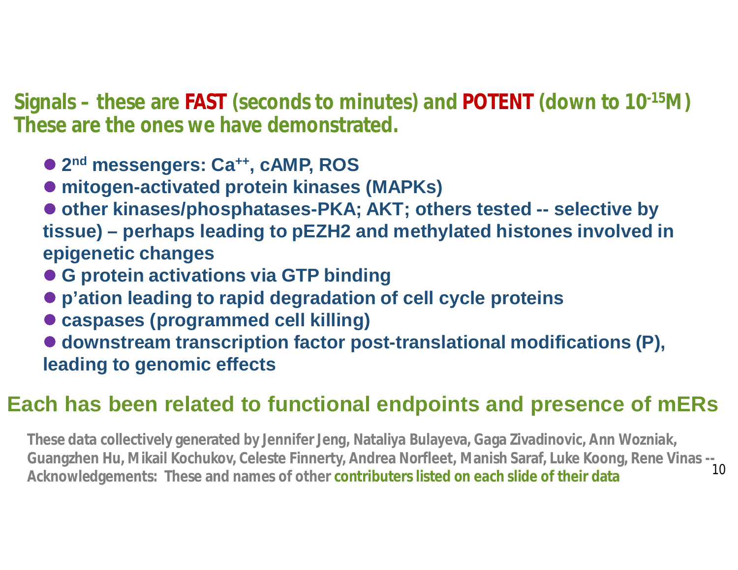**Signals – these are FAST (seconds to minutes) and POTENT (down to $10^{-15}$M)**
**These are the ones we have demonstrated.**

- **2nd messengers: $Ca^{++}$, cAMP, ROS**
- **mitogen-activated protein kinases (MAPKs)**
- **other kinases/phosphatases-PKA; AKT; others tested -- selective by tissue) – perhaps leading to pEZH2 and methylated histones involved in epigenetic changes**
- **G protein activations via GTP binding**
- **p'ation leading to rapid degradation of cell cycle proteins**
- **caspases (programmed cell killing)**
- **downstream transcription factor post-translational modifications (P), leading to genomic effects**

## Each has been related to functional endpoints and presence of mERs

**These data collectively generated by Jennifer Jeng, Nataliya Bulayeva, Gaga Zivadinovic, Ann Wozniak, Guangzhen Hu, Mikail Kochukov, Celeste Finnerty, Andrea Norfleet, Manish Saraf, Luke Koong, Rene Vinas -- Acknowledgements: These and names of other contributers listed on each slide of their data**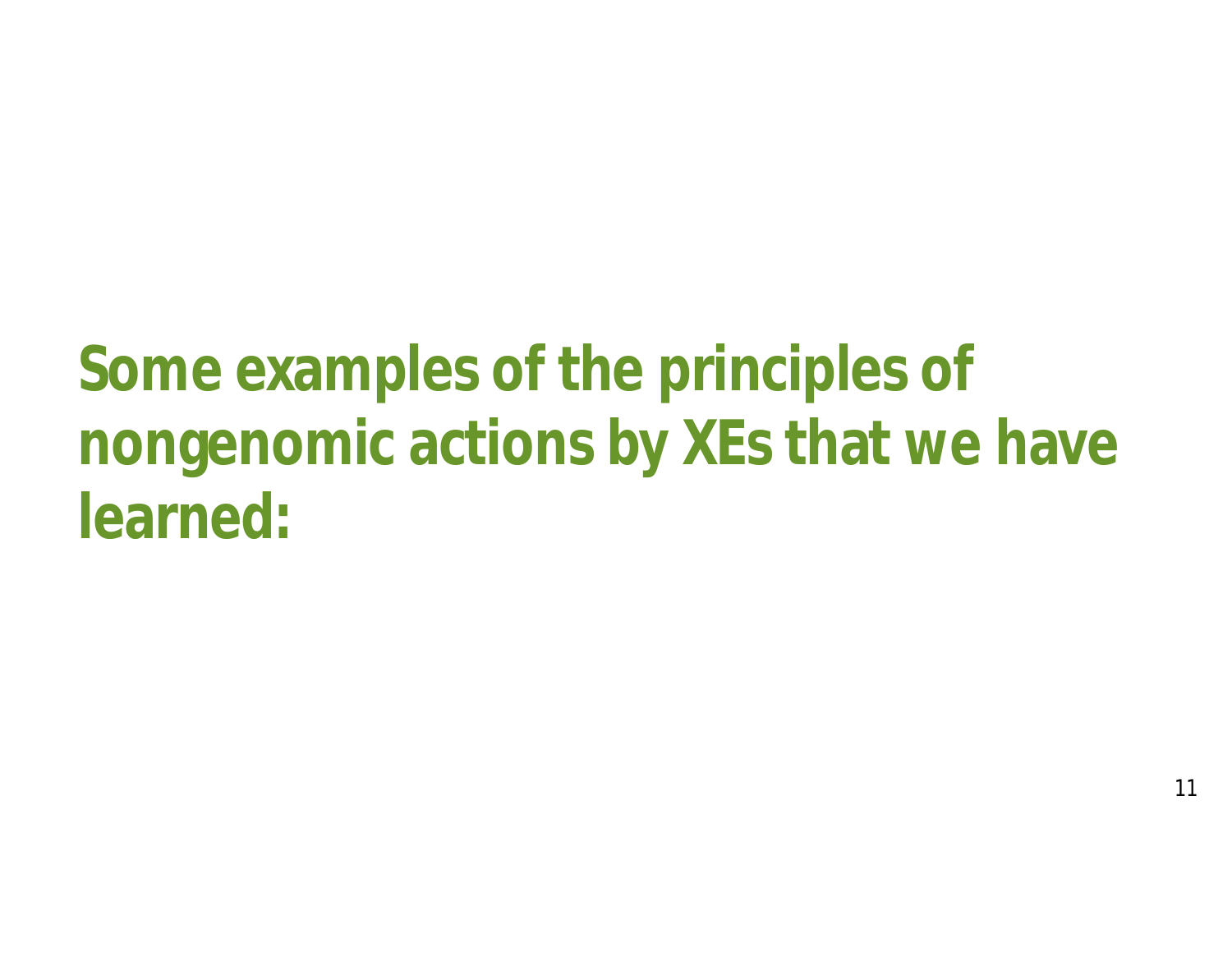# Some examples of the principles of nongenomic actions by XEs that we have learned: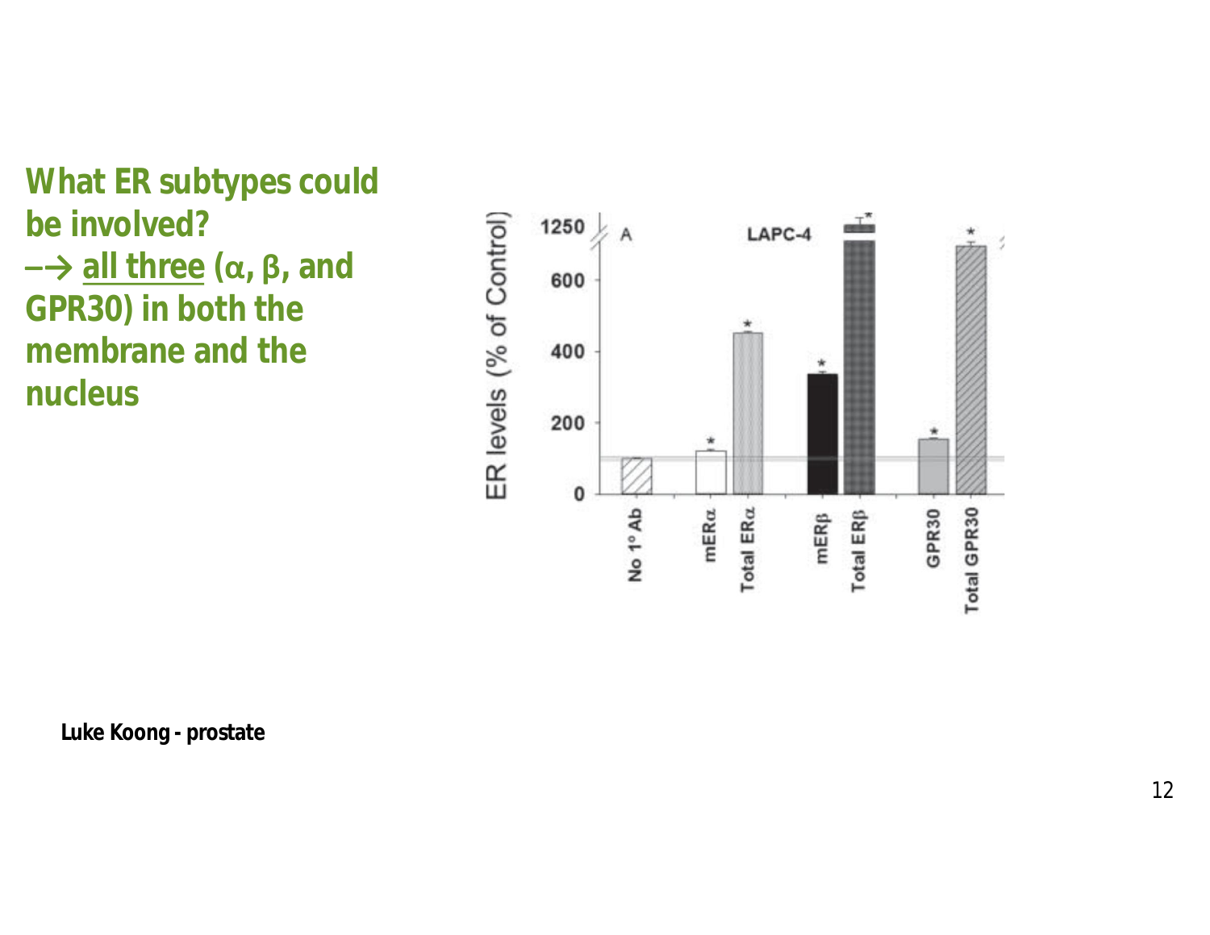**What ER subtypes could be involved?**
**–→ <u>all three</u> (α, β, and GPR30) in both the membrane and the nucleus**

Luke Koong - prostate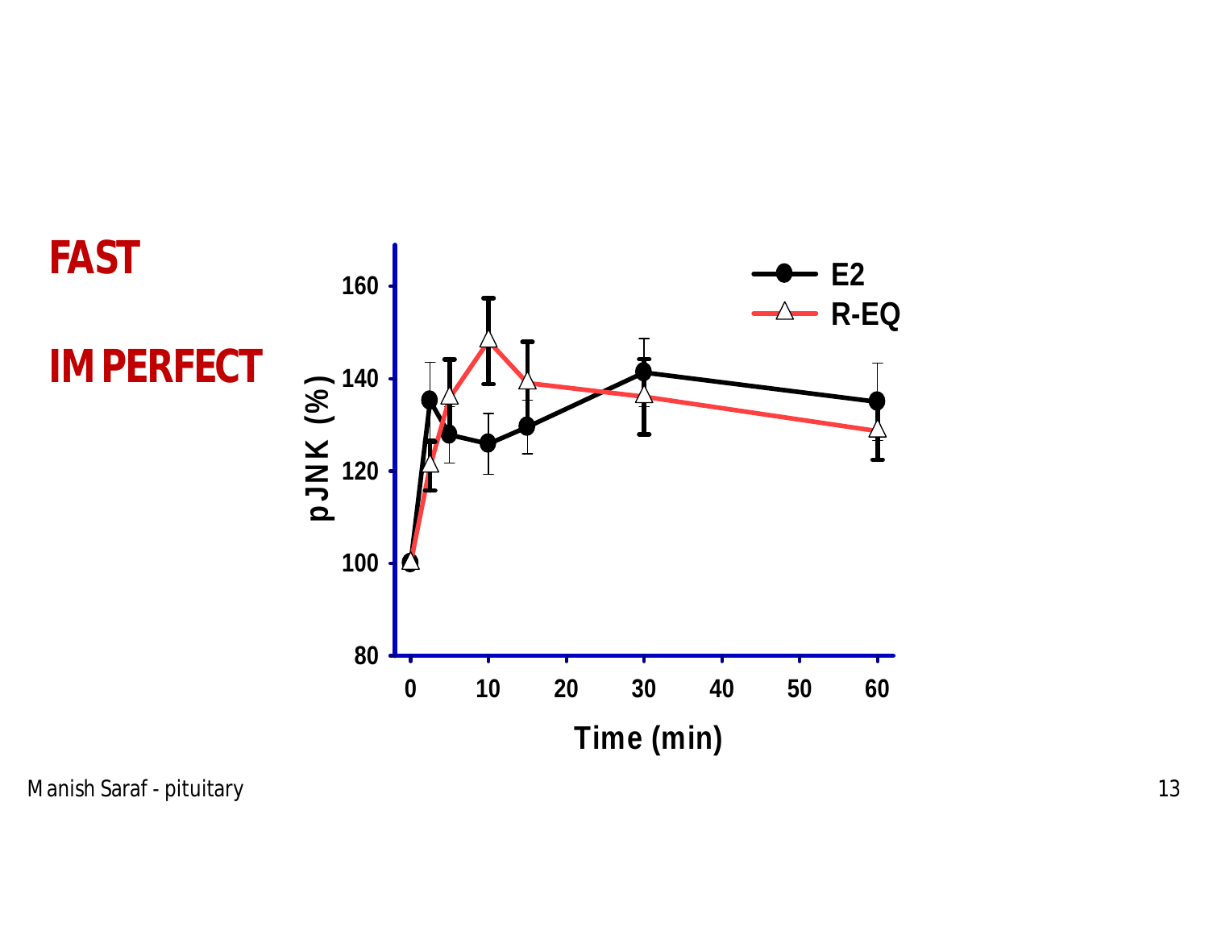**FAST**

**IMPERFECT**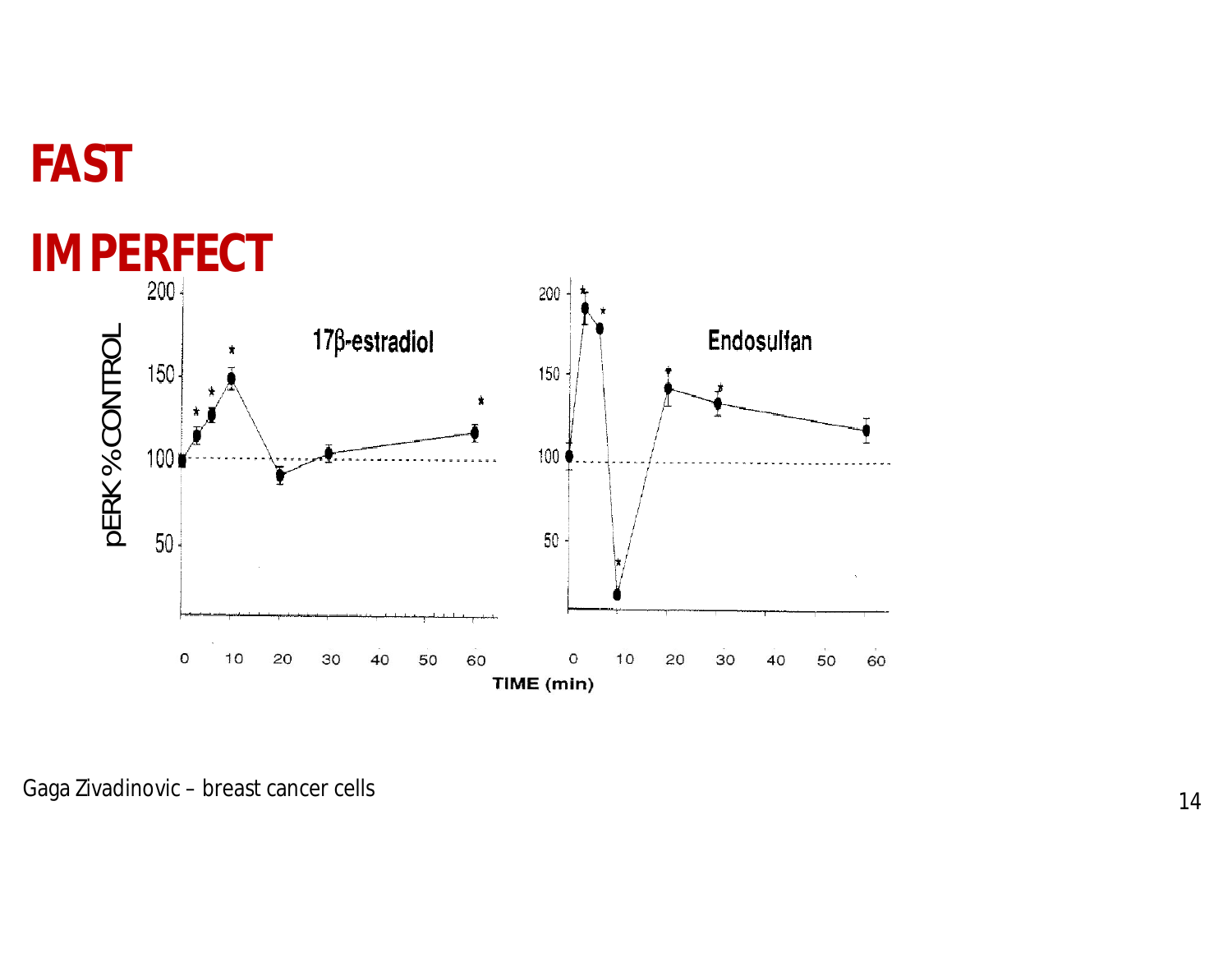# FAST

# IMPERFECT

Gaga Zivadinovic – breast cancer cells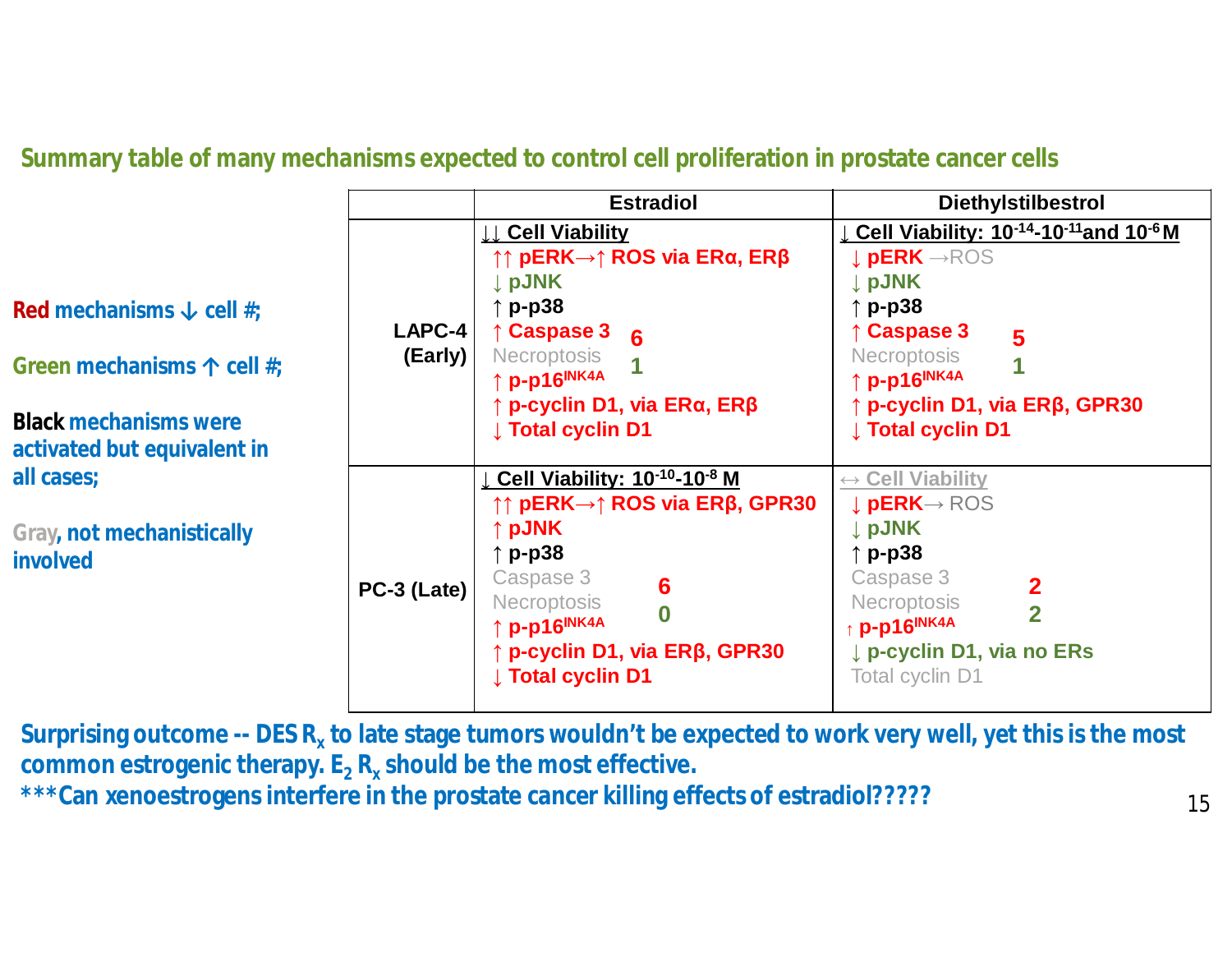## Summary table of many mechanisms expected to control cell proliferation in prostate cancer cells

**Red** mechanisms ↓ cell #;

**Green** mechanisms ↑ cell #;

**Black** mechanisms were activated but equivalent in all cases;

**Gray**, not mechanistically involved

| | Estradiol | Diethylstilbestrol |
|---|---|---|
| LAPC-4 (Early) | ↓↓ Cell Viability<br>↑↑ pERK→↑ ROS via ERα, ERβ<br>↓ pJNK<br>↑ p-p38<br>↑ Caspase 3<br>Necroptosis<br>↑ p-p16INK4A<br>↑ p-cyclin D1, via ERα, ERβ<br>↓ Total cyclin D1<br>6 / 1 | ↓ Cell Viability: $10^{-14}$-$10^{-11}$ and $10^{-6}$ M<br>↓ pERK →ROS<br>↓ pJNK<br>↑ p-p38<br>↑ Caspase 3<br>Necroptosis<br>↑ p-p16INK4A<br>↑ p-cyclin D1, via ERβ, GPR30<br>↓ Total cyclin D1<br>5 / 1 |
| PC-3 (Late) | ↓ Cell Viability: $10^{-10}$-$10^{-8}$ M<br>↑↑ pERK→↑ ROS via ERβ, GPR30<br>↑ pJNK<br>↑ p-p38<br>Caspase 3<br>Necroptosis<br>↑ p-p16INK4A<br>↑ p-cyclin D1, via ERβ, GPR30<br>↓ Total cyclin D1<br>6 / 0 | ↔ Cell Viability<br>↓ pERK→ ROS<br>↓ pJNK<br>↑ p-p38<br>Caspase 3<br>Necroptosis<br>↑ p-p16INK4A<br>↓ p-cyclin D1, via no ERs<br>Total cyclin D1<br>2 / 2 |

**Surprising outcome -- DES $R_x$ to late stage tumors wouldn't be expected to work very well, yet this is the most common estrogenic therapy. $E_2$ $R_x$ should be the most effective.**

**\*\*\*Can xenoestrogens interfere in the prostate cancer killing effects of estradiol?????**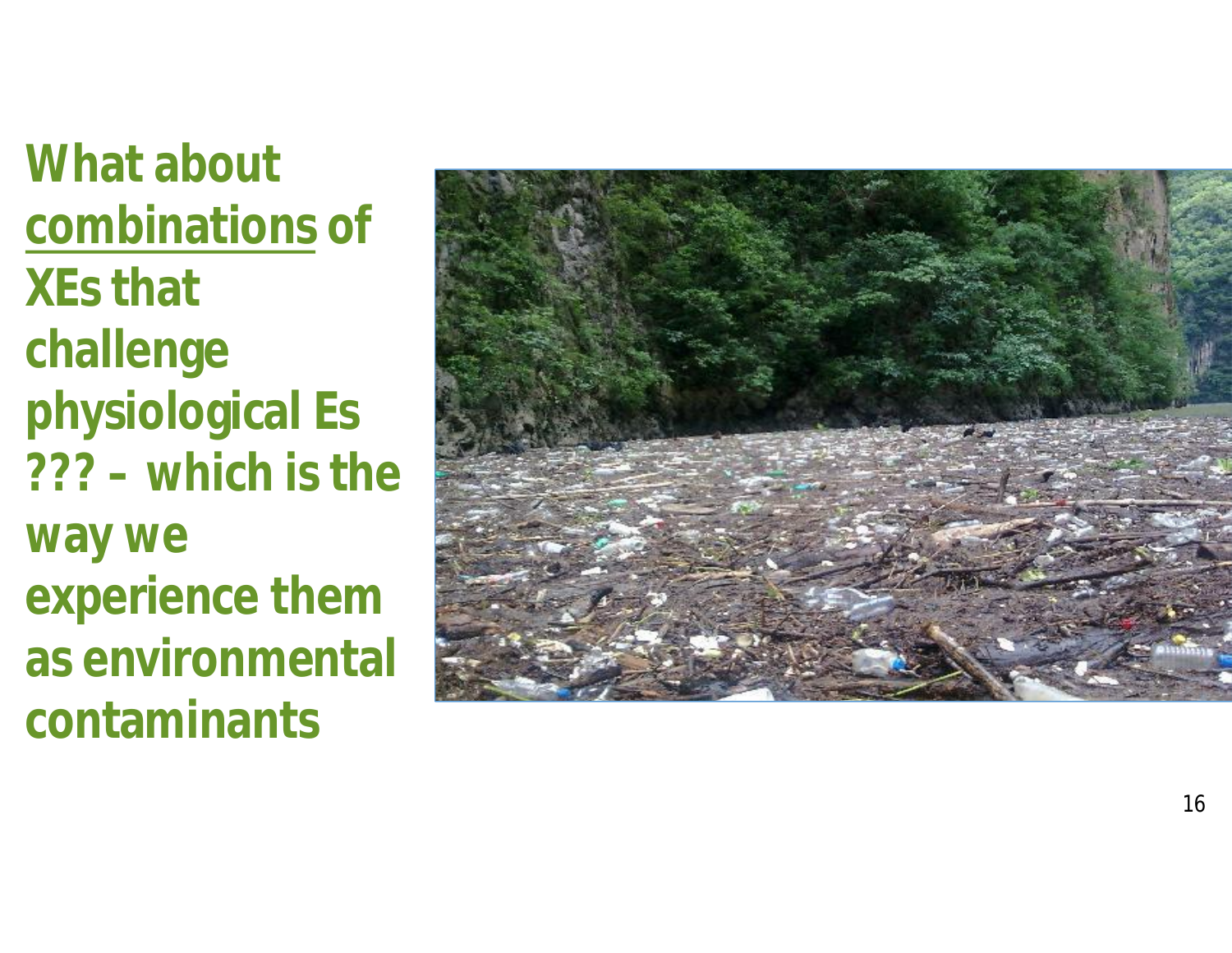**What about <u>combinations</u> of XEs that challenge physiological Es ??? – which is the way we experience them as environmental contaminants**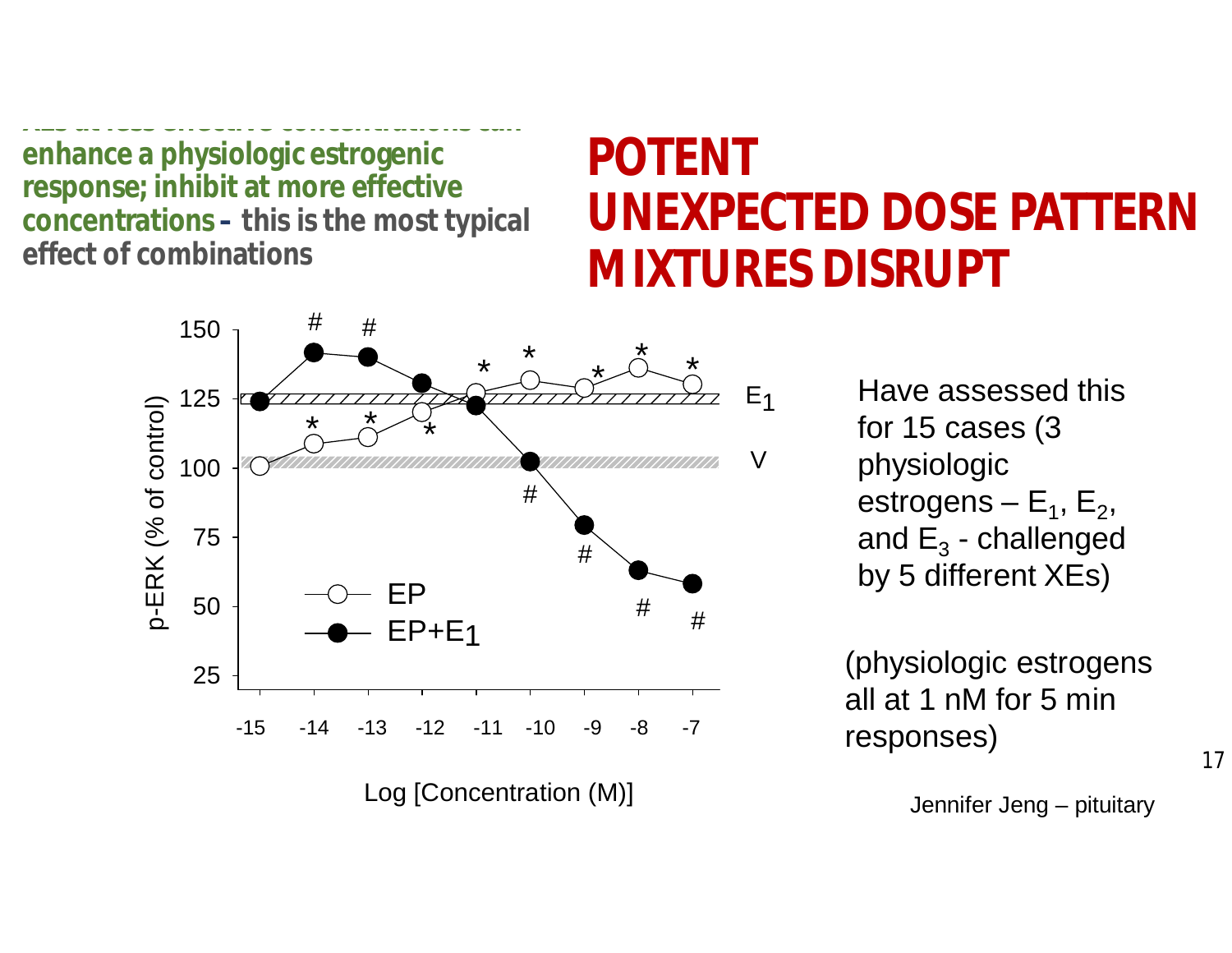XEs at less effective concentrations can enhance a physiologic estrogenic response; inhibit at more effective concentrations – **this is the most typical effect of combinations**

# POTENT
# UNEXPECTED DOSE PATTERN
# MIXTURES DISRUPT

p-ERK (% of control)

Log [Concentration (M)]

EP

EP+$E_1$

$E_1$

V

Have assessed this for 15 cases (3 physiologic estrogens – $E_1$, $E_2$, and $E_3$ - challenged by 5 different XEs)

(physiologic estrogens all at 1 nM for 5 min responses)

Jennifer Jeng – pituitary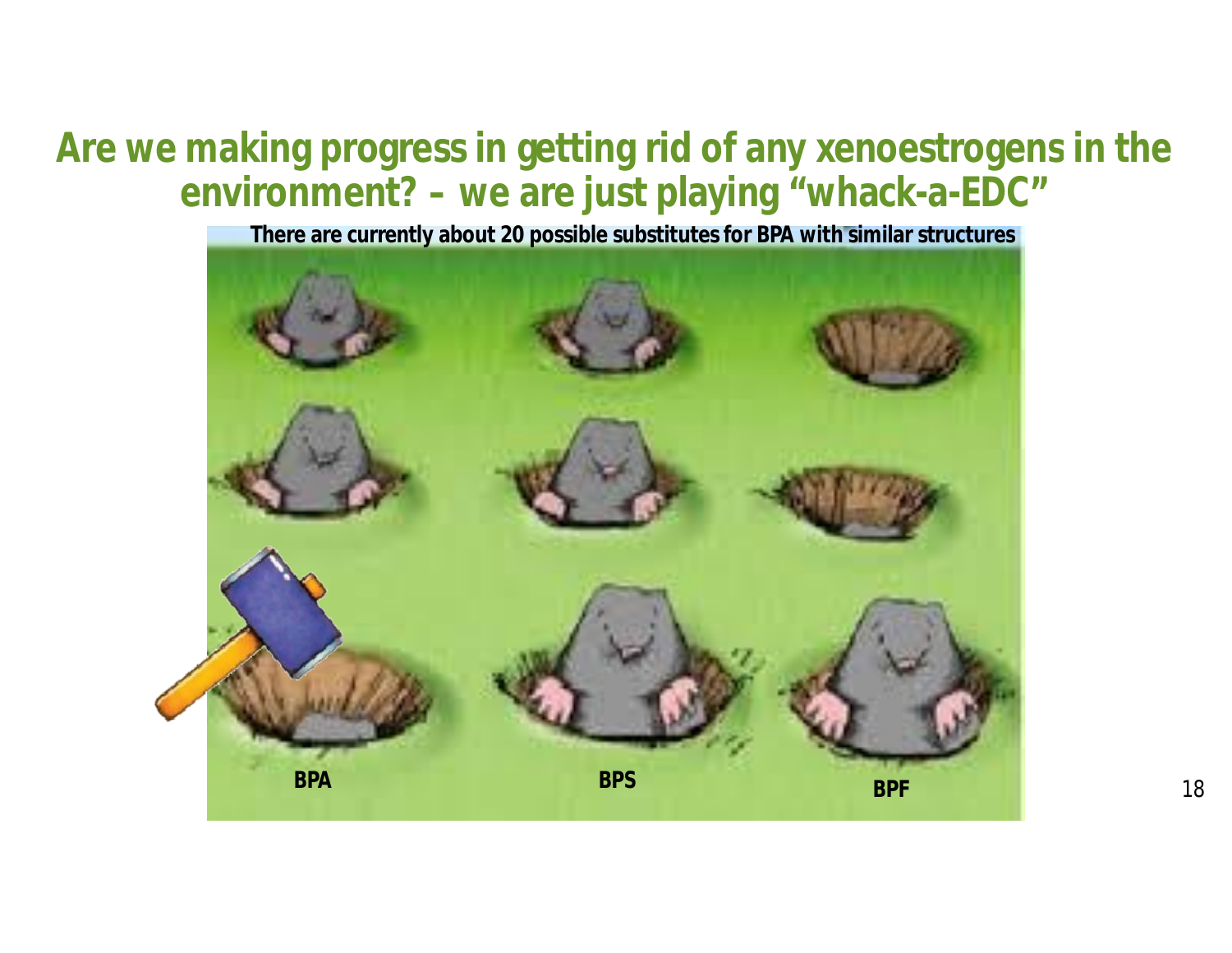# Are we making progress in getting rid of any xenoestrogens in the environment? – we are just playing “whack-a-EDC”

There are currently about 20 possible substitutes for BPA with similar structures

BPA

BPS

BPF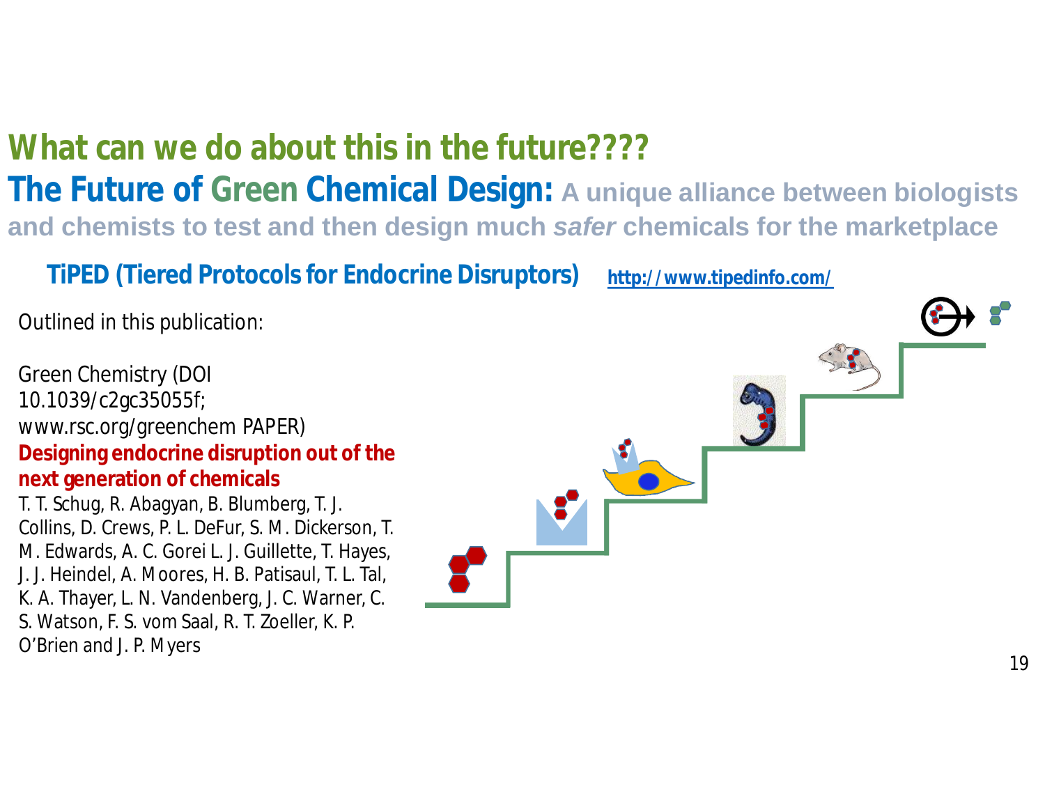# What can we do about this in the future????

## The Future of Green Chemical Design: A unique alliance between biologists and chemists to test and then design much *safer* chemicals for the marketplace

**TiPED (Tiered Protocols for Endocrine Disruptors)** http://www.tipedinfo.com/

Outlined in this publication:

Green Chemistry (DOI 10.1039/c2gc35055f; www.rsc.org/greenchem PAPER)

**Designing endocrine disruption out of the next generation of chemicals**

T. T. Schug, R. Abagyan, B. Blumberg, T. J. Collins, D. Crews, P. L. DeFur, S. M. Dickerson, T. M. Edwards, A. C. Gorei L. J. Guillette, T. Hayes, J. J. Heindel, A. Moores, H. B. Patisaul, T. L. Tal, K. A. Thayer, L. N. Vandenberg, J. C. Warner, C. S. Watson, F. S. vom Saal, R. T. Zoeller, K. P. O'Brien and J. P. Myers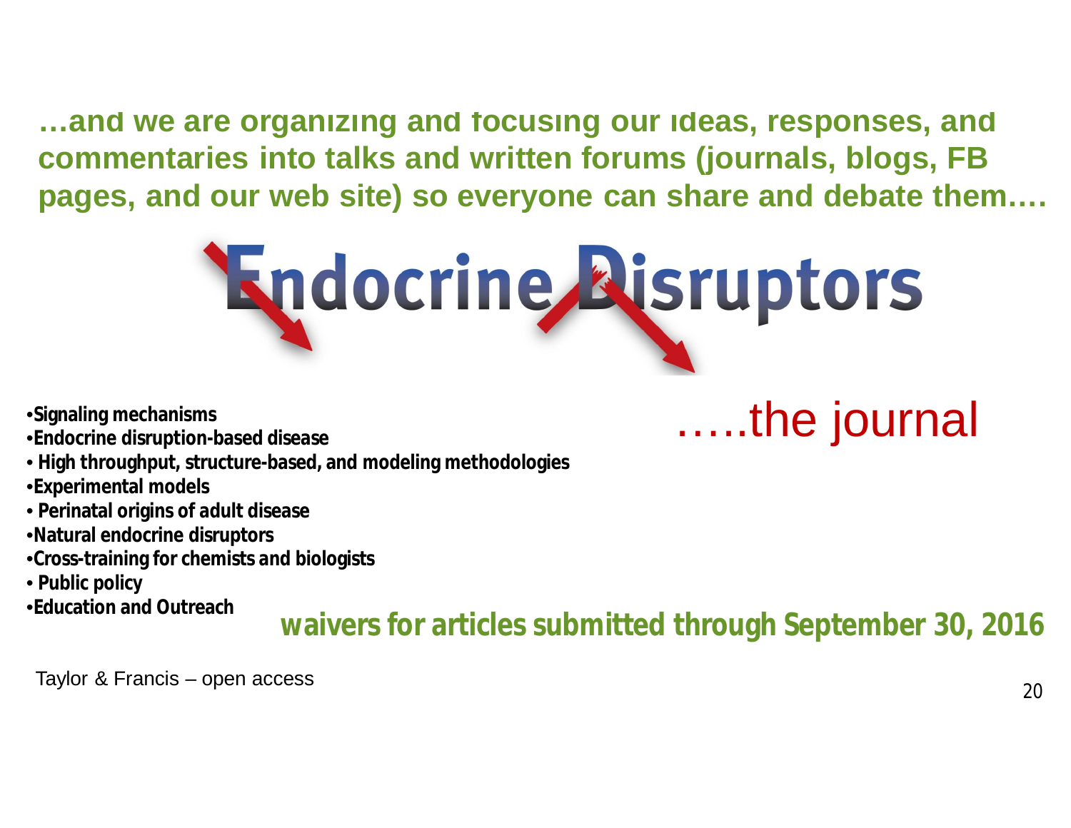**…and we are organizing and focusing our ideas, responses, and commentaries into talks and written forums (journals, blogs, FB pages, and our web site) so everyone can share and debate them….**

# Endocrine Disruptors

…..the journal

- **Signaling mechanisms**
- **Endocrine disruption-based disease**
- **High throughput, structure-based, and modeling methodologies**
- **Experimental models**
- **Perinatal origins of adult disease**
- **Natural endocrine disruptors**
- **Cross-training for chemists and biologists**
- **Public policy**
- **Education and Outreach**

**waivers for articles submitted through September 30, 2016**

Taylor & Francis – open access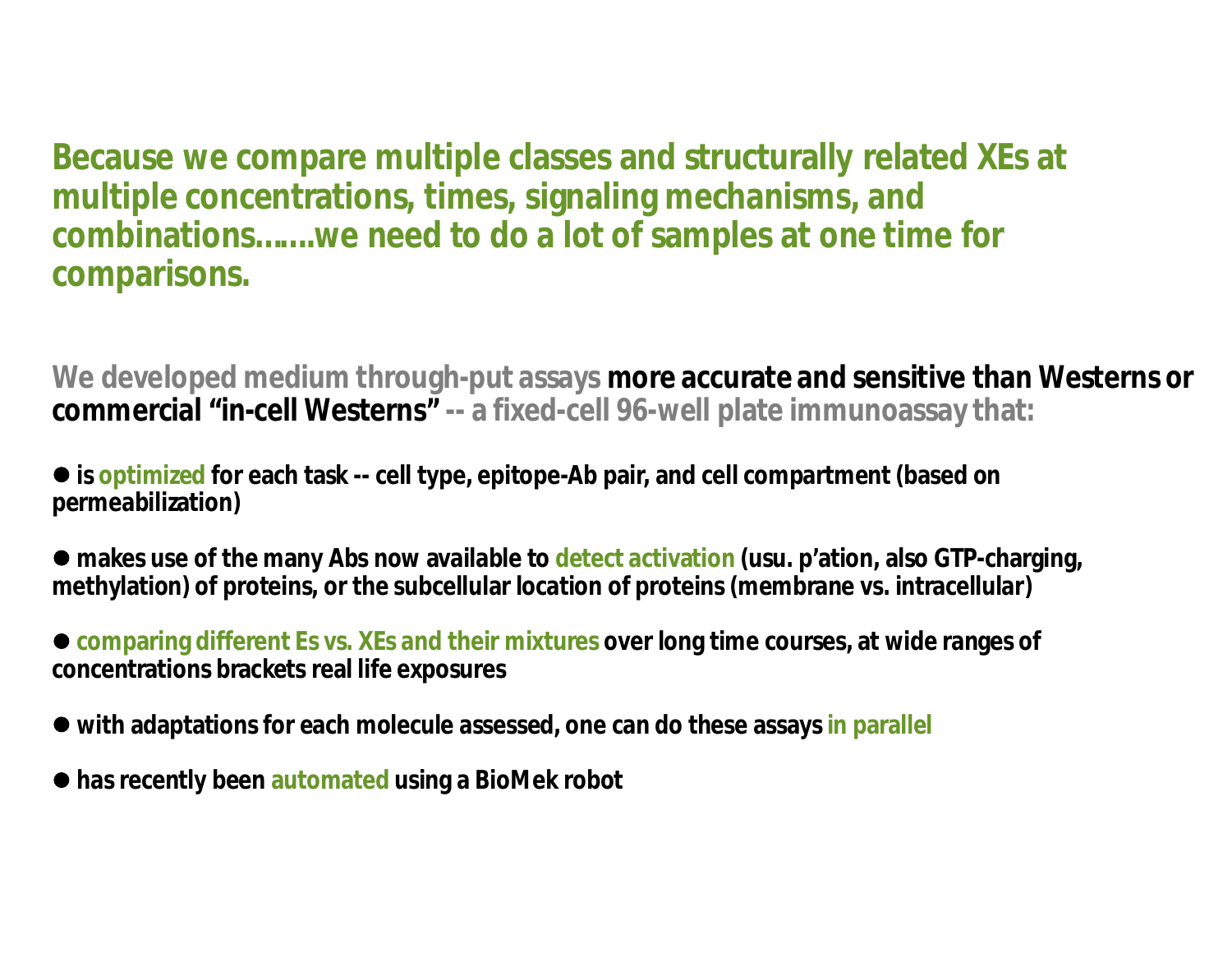## Because we compare multiple classes and structurally related XEs at multiple concentrations, times, signaling mechanisms, and combinations…….we need to do a lot of samples at one time for comparisons.

**We developed medium through-put assays more accurate and sensitive than Westerns or commercial "in-cell Westerns" -- a fixed-cell 96-well plate immunoassay that:**

- **is optimized for each task -- cell type, epitope-Ab pair, and cell compartment (based on permeabilization)**

- **makes use of the many Abs now available to detect activation (usu. p'ation, also GTP-charging, methylation) of proteins, or the subcellular location of proteins (membrane vs. intracellular)**

- **comparing different Es vs. XEs and their mixtures over long time courses, at wide ranges of concentrations brackets real life exposures**

- **with adaptations for each molecule assessed, one can do these assays in parallel**

- **has recently been automated using a BioMek robot**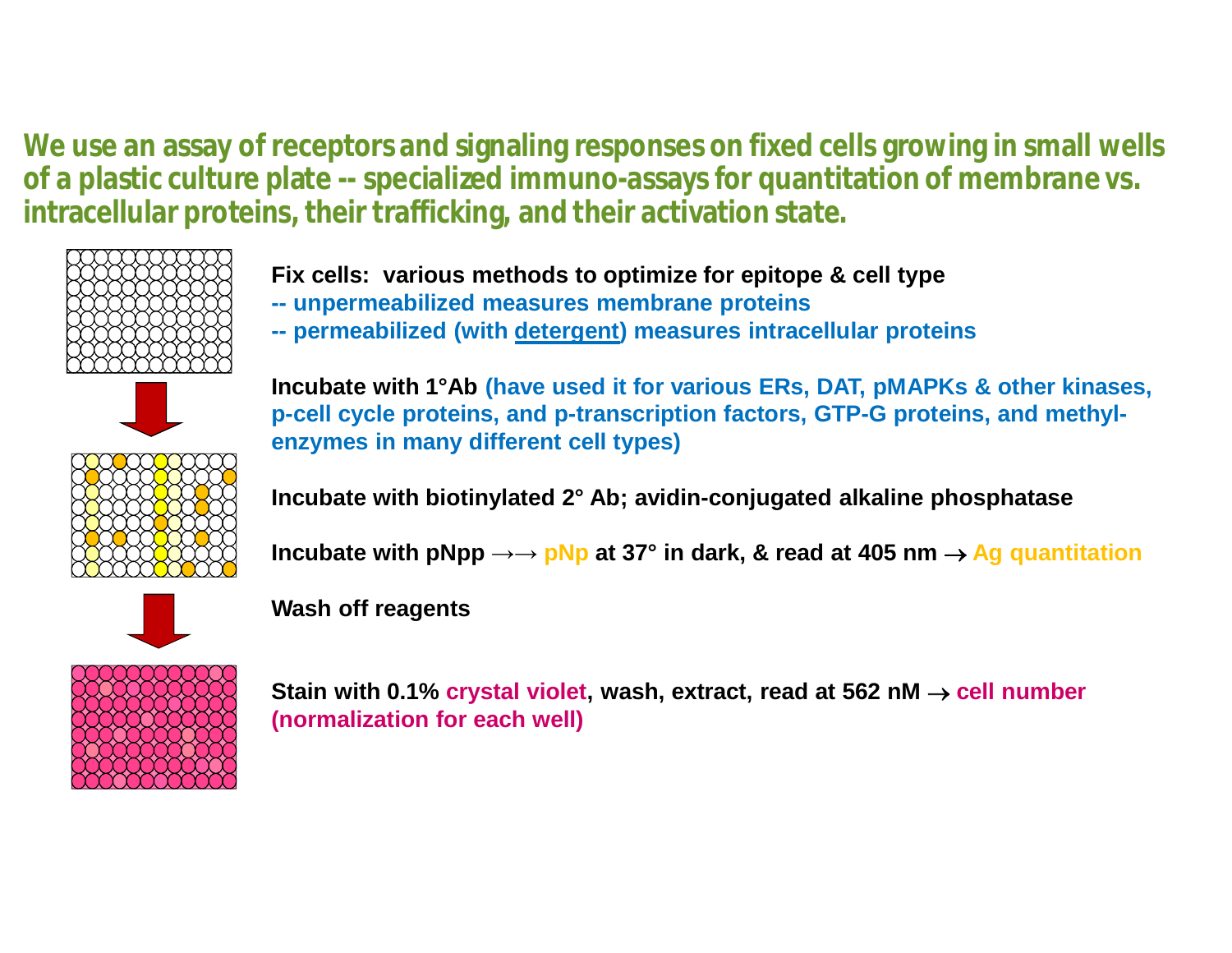**We use an assay of receptors and signaling responses on fixed cells growing in small wells of a plastic culture plate -- specialized immuno-assays for quantitation of membrane vs. intracellular proteins, their trafficking, and their activation state.**

**Fix cells: various methods to optimize for epitope & cell type**
**-- unpermeabilized measures membrane proteins**
**-- permeabilized (with detergent) measures intracellular proteins**

**Incubate with 1°Ab (have used it for various ERs, DAT, pMAPKs & other kinases, p-cell cycle proteins, and p-transcription factors, GTP-G proteins, and methyl-enzymes in many different cell types)**

**Incubate with biotinylated 2° Ab; avidin-conjugated alkaline phosphatase**

**Incubate with pNpp →→ pNp at 37° in dark, & read at 405 nm → Ag quantitation**

**Wash off reagents**

**Stain with 0.1% crystal violet, wash, extract, read at 562 nM → cell number (normalization for each well)**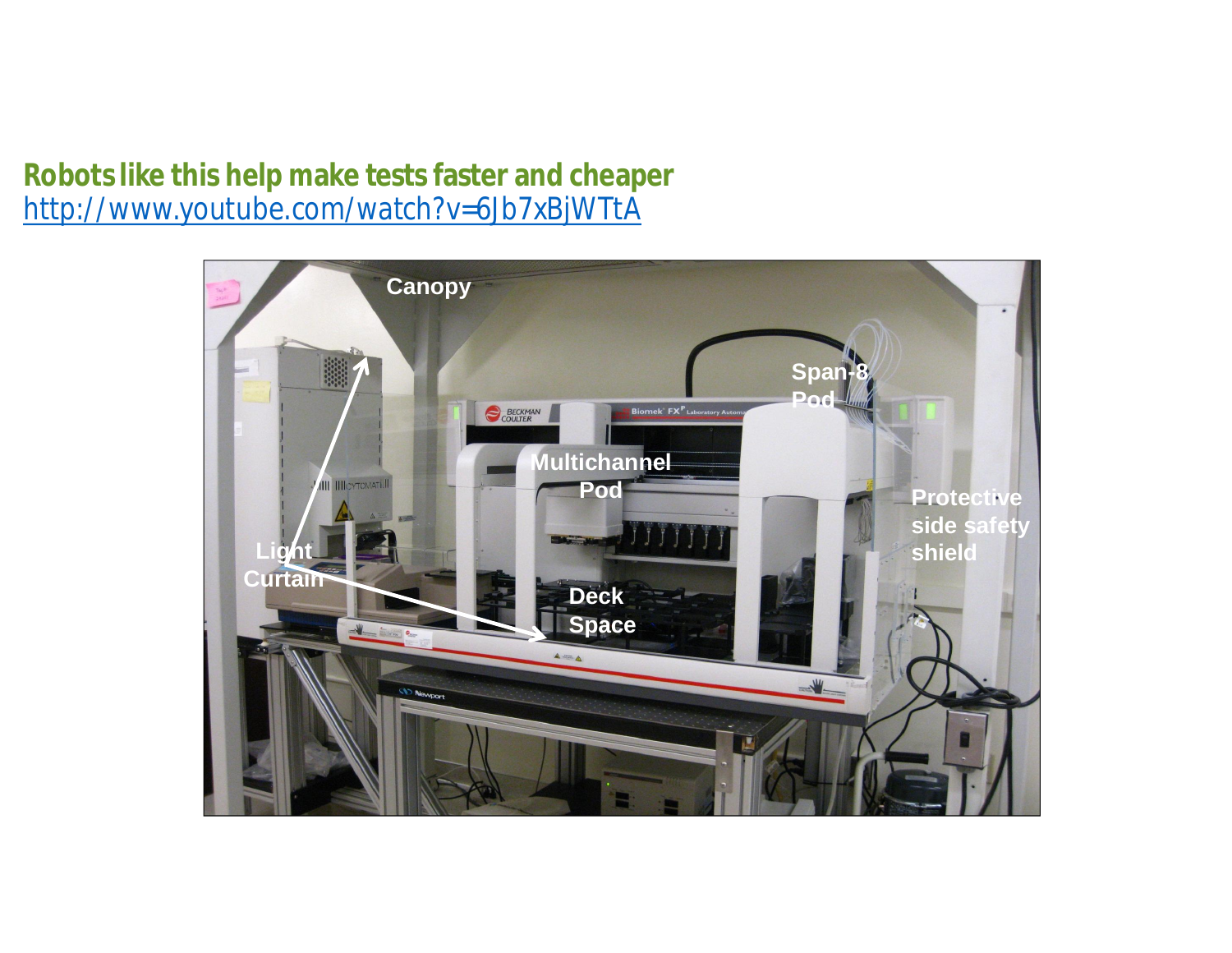**Robots like this help make tests faster and cheaper**
[http://www.youtube.com/watch?v=6Jb7xBjWTtA](http://www.youtube.com/watch?v=6Jb7xBjWTtA)

Canopy

Span-8 Pod

Multichannel Pod

Protective side safety shield

Light Curtain

Deck Space